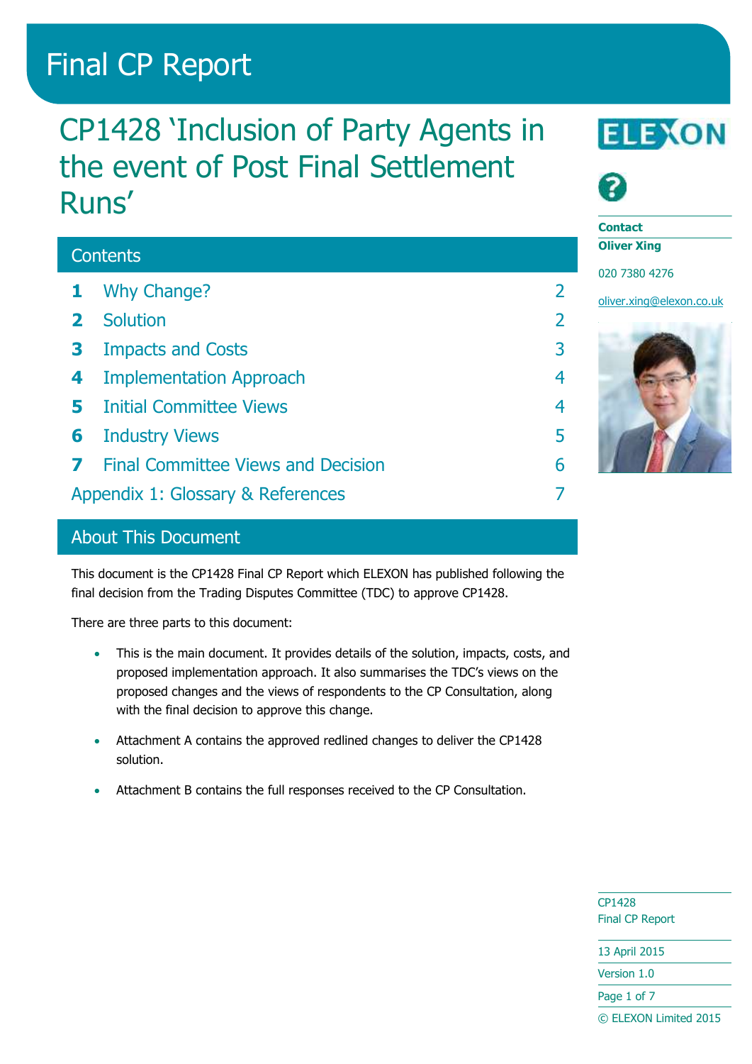# Final CP Report

## CP1428 'Inclusion of Party Agents in the event of Post Final Settlement Runs'

### Contents

| | | |
|---|---|---|
| **1** | Why Change? | 2 |
| **2** | Solution | 2 |
| **3** | Impacts and Costs | 3 |
| **4** | Implementation Approach | 4 |
| **5** | Initial Committee Views | 4 |
| **6** | Industry Views | 5 |
| **7** | Final Committee Views and Decision | 6 |
| | Appendix 1: Glossary & References | 7 |

### About This Document

This document is the CP1428 Final CP Report which ELEXON has published following the final decision from the Trading Disputes Committee (TDC) to approve CP1428.

There are three parts to this document:

- This is the main document. It provides details of the solution, impacts, costs, and proposed implementation approach. It also summarises the TDC's views on the proposed changes and the views of respondents to the CP Consultation, along with the final decision to approve this change.
- Attachment A contains the approved redlined changes to deliver the CP1428 solution.
- Attachment B contains the full responses received to the CP Consultation.

**Contact**
**Oliver Xing**

020 7380 4276

oliver.xing@elexon.co.uk

CP1428
Final CP Report

13 April 2015

Version 1.0

© ELEXON Limited 2015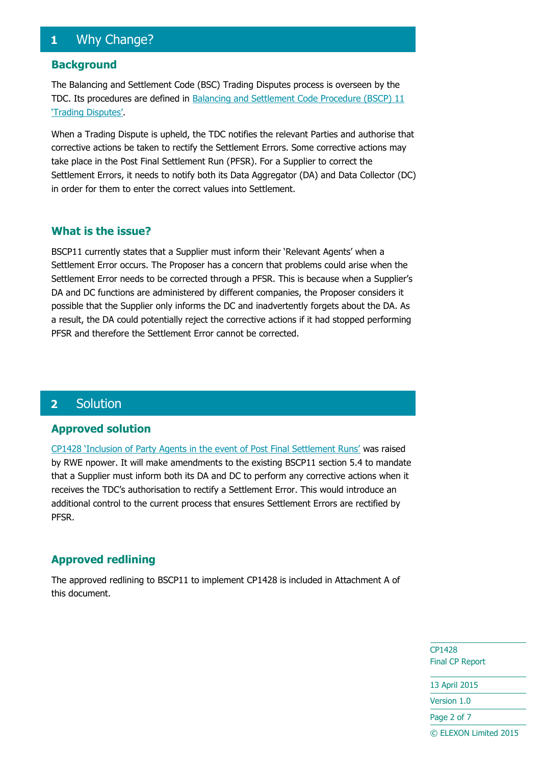# 1 Why Change?

## Background

The Balancing and Settlement Code (BSC) Trading Disputes process is overseen by the TDC. Its procedures are defined in Balancing and Settlement Code Procedure (BSCP) 11 'Trading Disputes'.

When a Trading Dispute is upheld, the TDC notifies the relevant Parties and authorise that corrective actions be taken to rectify the Settlement Errors. Some corrective actions may take place in the Post Final Settlement Run (PFSR). For a Supplier to correct the Settlement Errors, it needs to notify both its Data Aggregator (DA) and Data Collector (DC) in order for them to enter the correct values into Settlement.

## What is the issue?

BSCP11 currently states that a Supplier must inform their 'Relevant Agents' when a Settlement Error occurs. The Proposer has a concern that problems could arise when the Settlement Error needs to be corrected through a PFSR. This is because when a Supplier's DA and DC functions are administered by different companies, the Proposer considers it possible that the Supplier only informs the DC and inadvertently forgets about the DA. As a result, the DA could potentially reject the corrective actions if it had stopped performing PFSR and therefore the Settlement Error cannot be corrected.

# 2 Solution

## Approved solution

CP1428 'Inclusion of Party Agents in the event of Post Final Settlement Runs' was raised by RWE npower. It will make amendments to the existing BSCP11 section 5.4 to mandate that a Supplier must inform both its DA and DC to perform any corrective actions when it receives the TDC's authorisation to rectify a Settlement Error. This would introduce an additional control to the current process that ensures Settlement Errors are rectified by PFSR.

## Approved redlining

The approved redlining to BSCP11 to implement CP1428 is included in Attachment A of this document.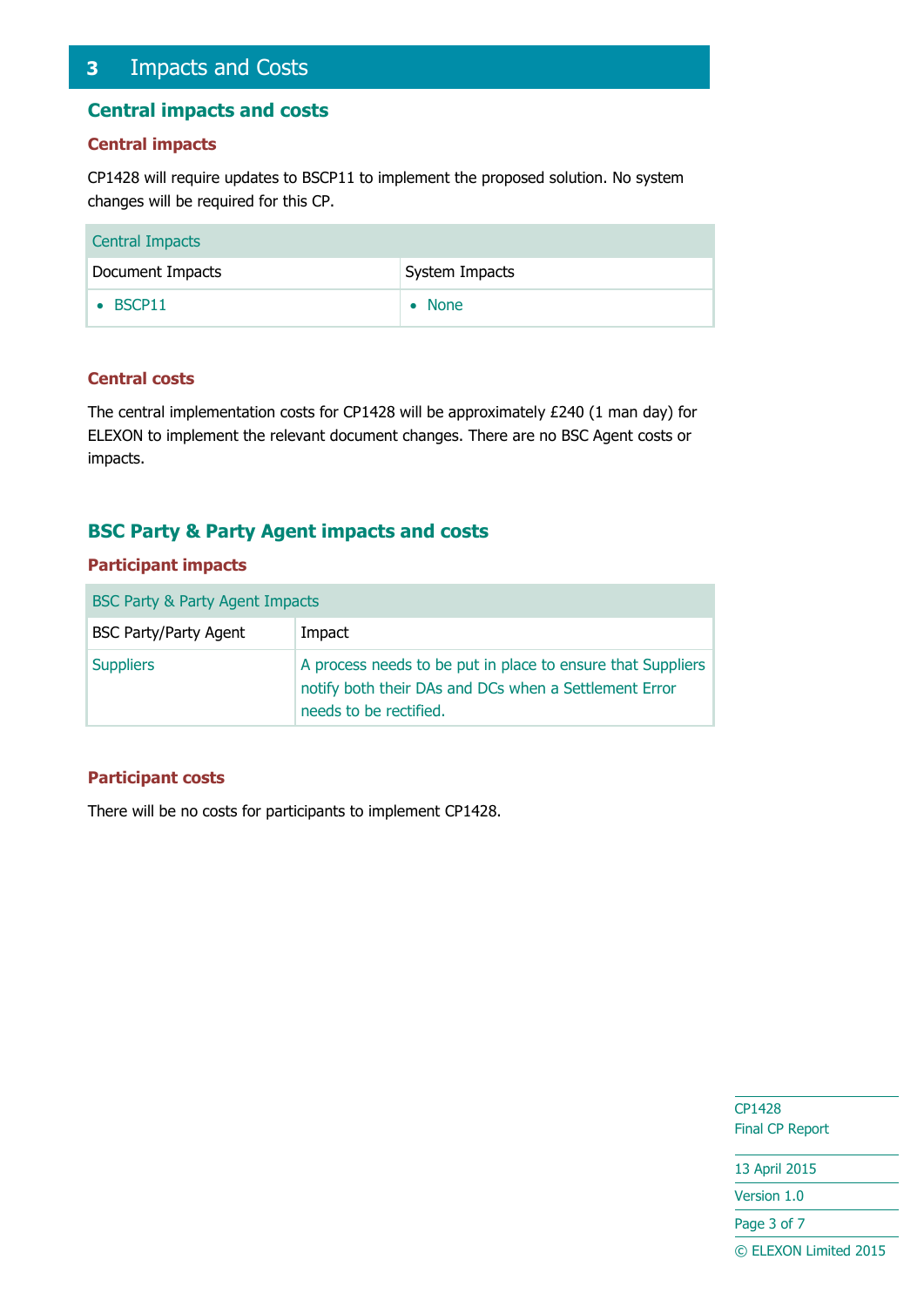# 3 Impacts and Costs

## Central impacts and costs

### Central impacts

CP1428 will require updates to BSCP11 to implement the proposed solution. No system changes will be required for this CP.

| Central Impacts | |
|---|---|
| Document Impacts | System Impacts |
| • BSCP11 | • None |

### Central costs

The central implementation costs for CP1428 will be approximately £240 (1 man day) for ELEXON to implement the relevant document changes. There are no BSC Agent costs or impacts.

## BSC Party & Party Agent impacts and costs

### Participant impacts

| BSC Party & Party Agent Impacts | |
|---|---|
| BSC Party/Party Agent | Impact |
| Suppliers | A process needs to be put in place to ensure that Suppliers notify both their DAs and DCs when a Settlement Error needs to be rectified. |

### Participant costs

There will be no costs for participants to implement CP1428.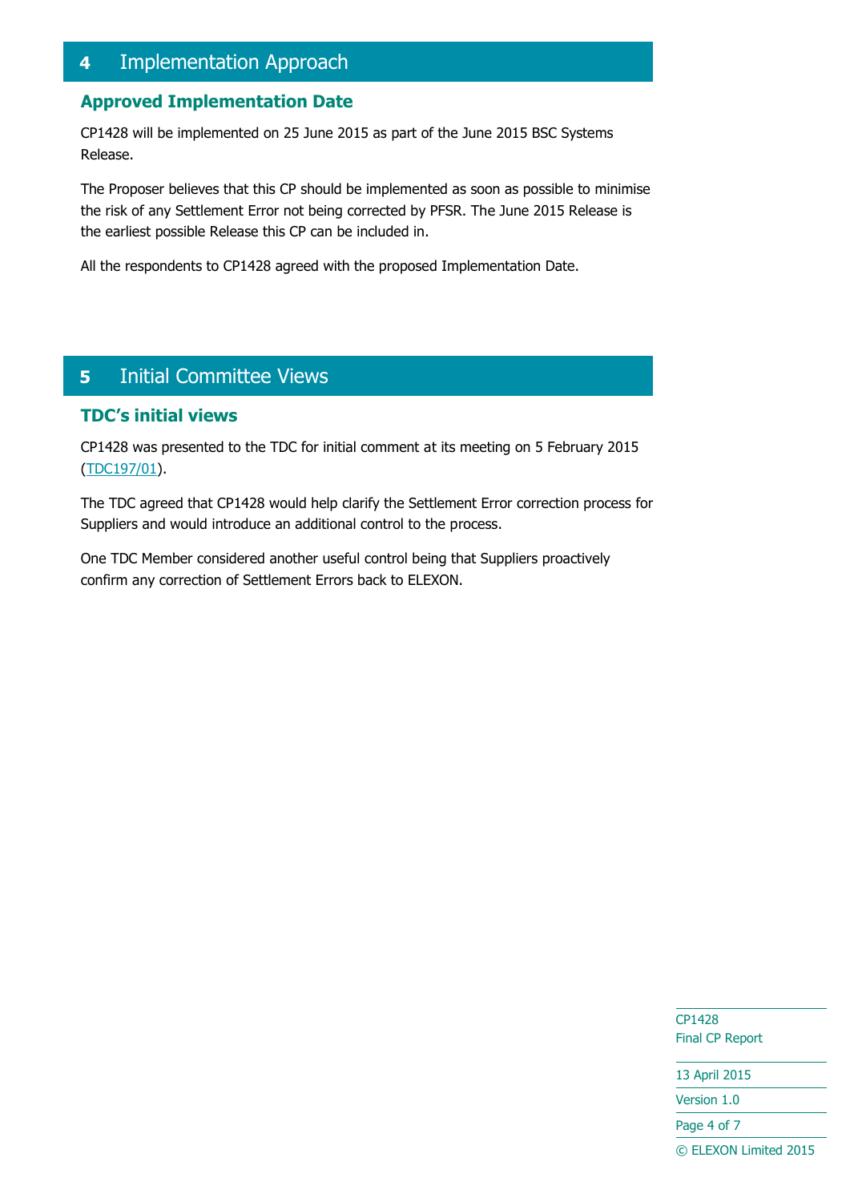# 4 Implementation Approach

## Approved Implementation Date

CP1428 will be implemented on 25 June 2015 as part of the June 2015 BSC Systems Release.

The Proposer believes that this CP should be implemented as soon as possible to minimise the risk of any Settlement Error not being corrected by PFSR. The June 2015 Release is the earliest possible Release this CP can be included in.

All the respondents to CP1428 agreed with the proposed Implementation Date.

# 5 Initial Committee Views

## TDC's initial views

CP1428 was presented to the TDC for initial comment at its meeting on 5 February 2015 (TDC197/01).

The TDC agreed that CP1428 would help clarify the Settlement Error correction process for Suppliers and would introduce an additional control to the process.

One TDC Member considered another useful control being that Suppliers proactively confirm any correction of Settlement Errors back to ELEXON.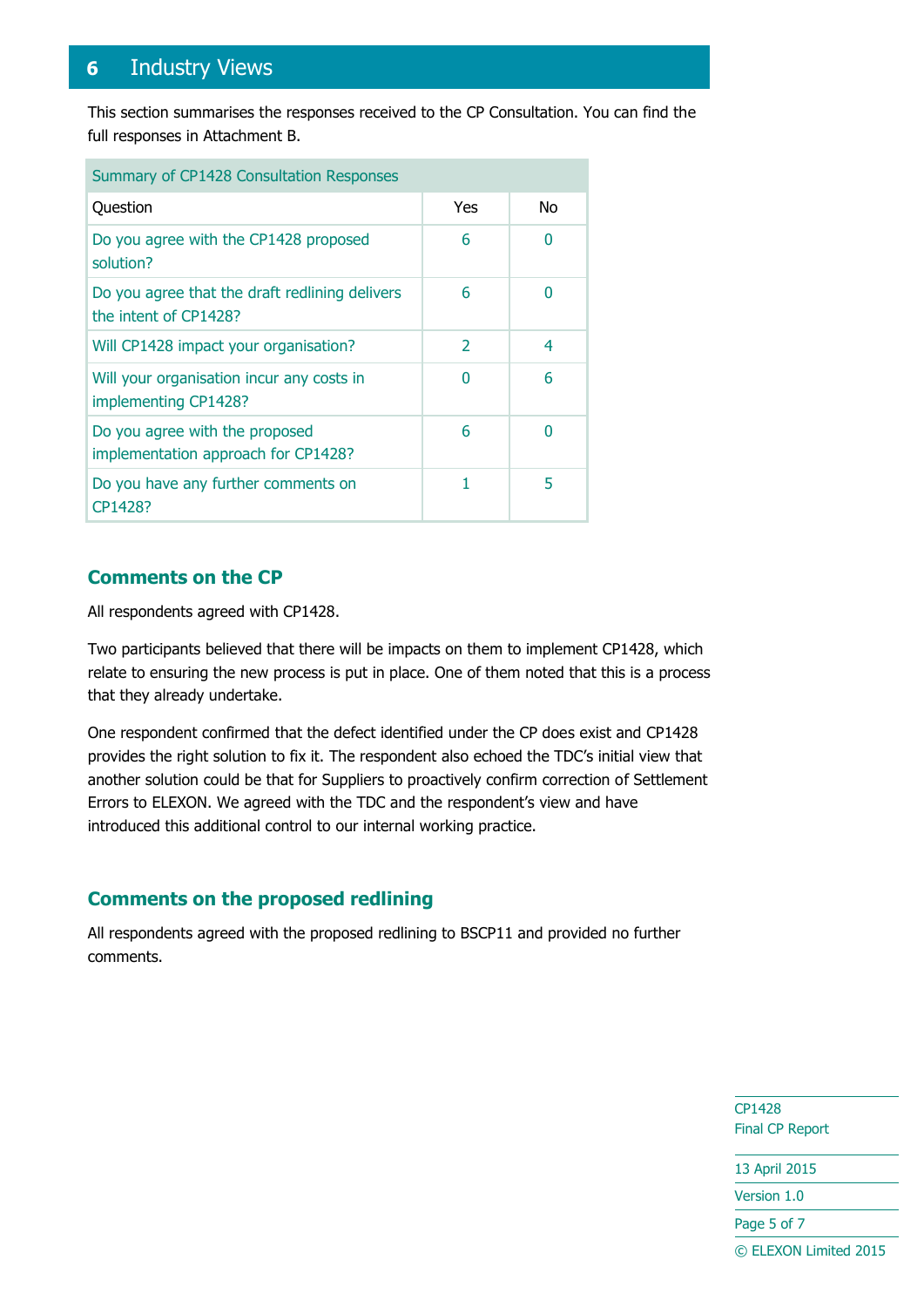# 6 Industry Views

This section summarises the responses received to the CP Consultation. You can find the full responses in Attachment B.

| Summary of CP1428 Consultation Responses | | |
|---|---|---|
| Question | Yes | No |
| Do you agree with the CP1428 proposed solution? | 6 | 0 |
| Do you agree that the draft redlining delivers the intent of CP1428? | 6 | 0 |
| Will CP1428 impact your organisation? | 2 | 4 |
| Will your organisation incur any costs in implementing CP1428? | 0 | 6 |
| Do you agree with the proposed implementation approach for CP1428? | 6 | 0 |
| Do you have any further comments on CP1428? | 1 | 5 |

## Comments on the CP

All respondents agreed with CP1428.

Two participants believed that there will be impacts on them to implement CP1428, which relate to ensuring the new process is put in place. One of them noted that this is a process that they already undertake.

One respondent confirmed that the defect identified under the CP does exist and CP1428 provides the right solution to fix it. The respondent also echoed the TDC's initial view that another solution could be that for Suppliers to proactively confirm correction of Settlement Errors to ELEXON. We agreed with the TDC and the respondent's view and have introduced this additional control to our internal working practice.

## Comments on the proposed redlining

All respondents agreed with the proposed redlining to BSCP11 and provided no further comments.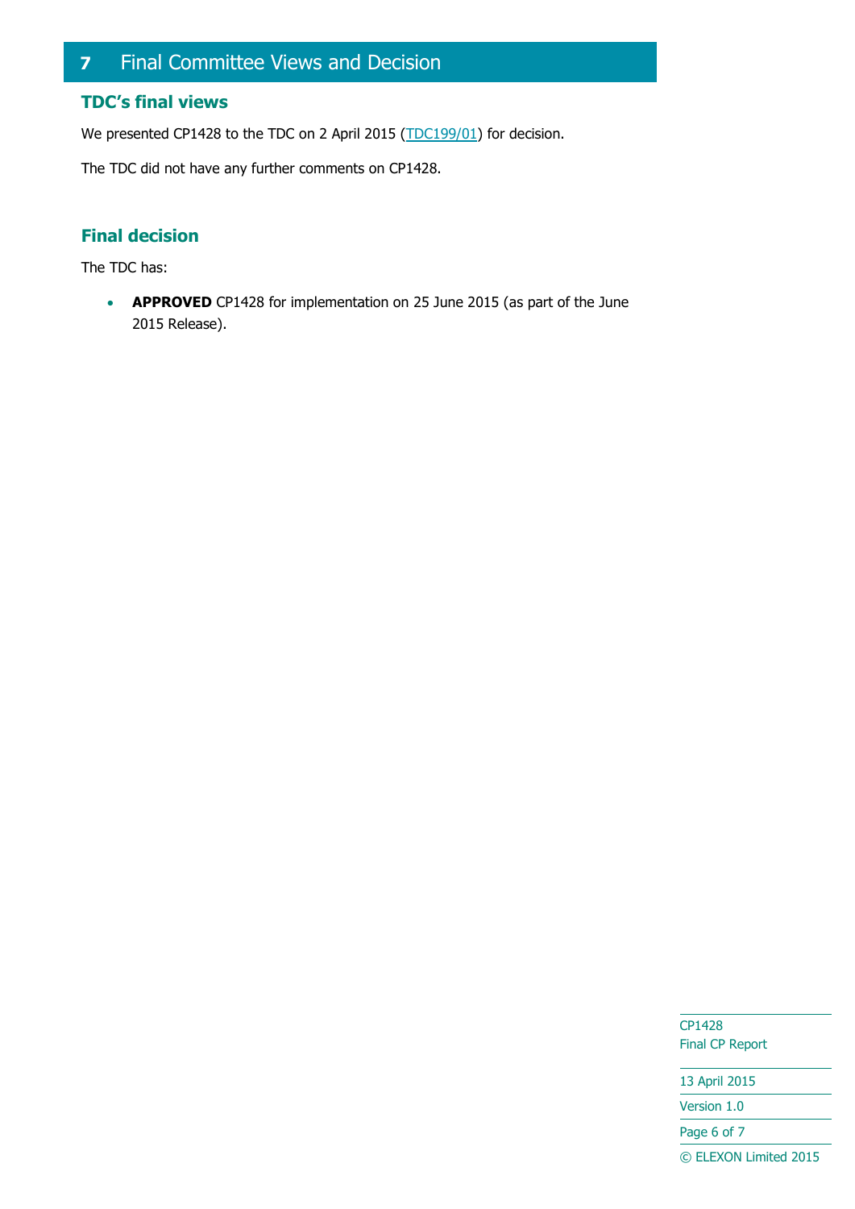# 7 Final Committee Views and Decision

## TDC's final views

We presented CP1428 to the TDC on 2 April 2015 (TDC199/01) for decision.

The TDC did not have any further comments on CP1428.

## Final decision

The TDC has:

- **APPROVED** CP1428 for implementation on 25 June 2015 (as part of the June 2015 Release).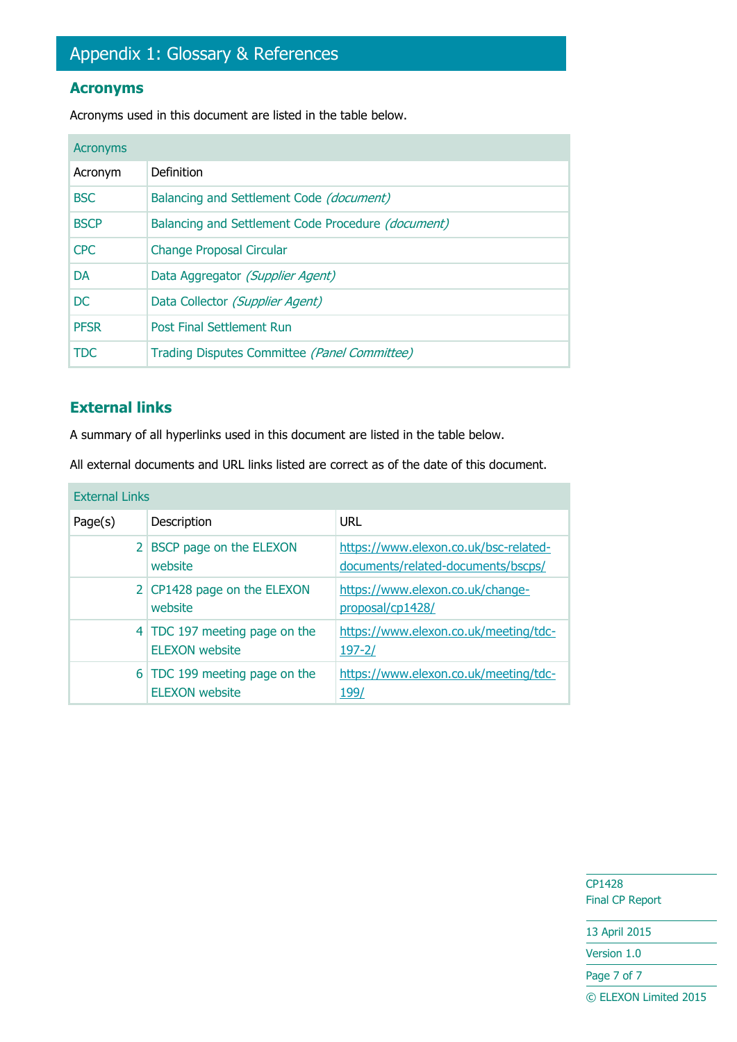# Appendix 1: Glossary & References

## Acronyms

Acronyms used in this document are listed in the table below.

| Acronyms | |
|---|---|
| Acronym | Definition |
| BSC | Balancing and Settlement Code *(document)* |
| BSCP | Balancing and Settlement Code Procedure *(document)* |
| CPC | Change Proposal Circular |
| DA | Data Aggregator *(Supplier Agent)* |
| DC | Data Collector *(Supplier Agent)* |
| PFSR | Post Final Settlement Run |
| TDC | Trading Disputes Committee *(Panel Committee)* |

## External links

A summary of all hyperlinks used in this document are listed in the table below.

All external documents and URL links listed are correct as of the date of this document.

| External Links | | |
|---|---|---|
| Page(s) | Description | URL |
| 2 | BSCP page on the ELEXON website | https://www.elexon.co.uk/bsc-related-documents/related-documents/bscps/ |
| 2 | CP1428 page on the ELEXON website | https://www.elexon.co.uk/change-proposal/cp1428/ |
| 4 | TDC 197 meeting page on the ELEXON website | https://www.elexon.co.uk/meeting/tdc-197-2/ |
| 6 | TDC 199 meeting page on the ELEXON website | https://www.elexon.co.uk/meeting/tdc-199/ |